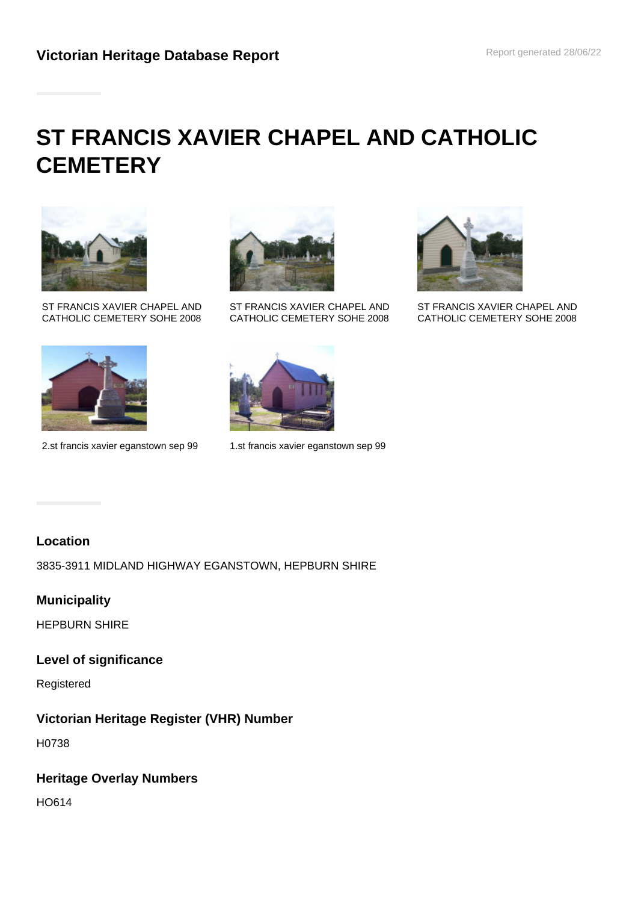# ST FRANCIS XAVIER CHAPEL AND CATHOLIC CEMETERY

ST FRANCIS XAVIER CHAPEL AND CATHOLIC CEMETERY SOHE 2008

ST FRANCIS XAVIER CHAPEL AND CATHOLIC CEMETERY SOHE 2008

ST FRANCIS XAVIER CHAPEL AND CATHOLIC CEMETERY SOHE 2008

2.st francis xavier eganstown sep 99

1.st francis xavier eganstown sep 99

## Location

3835-3911 MIDLAND HIGHWAY EGANSTOWN, HEPBURN SHIRE

## Municipality

HEPBURN SHIRE

## Level of significance

Registered

## Victorian Heritage Register (VHR) Number

H0738

## Heritage Overlay Numbers

HO614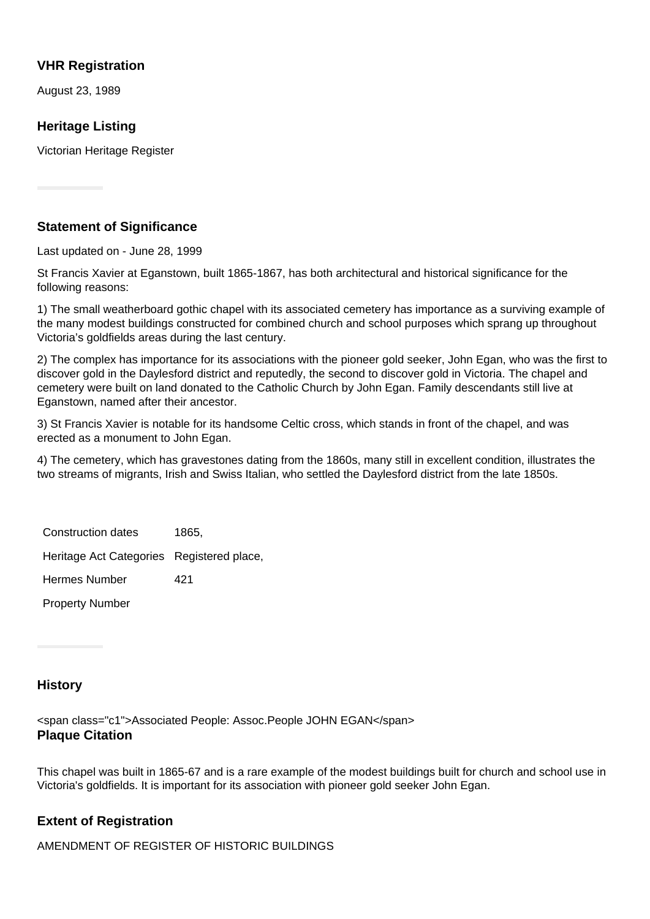### VHR Registration

August 23, 1989

### Heritage Listing

Victorian Heritage Register

### Statement of Significance

Last updated on - June 28, 1999

St Francis Xavier at Eganstown, built 1865-1867, has both architectural and historical significance for the following reasons:

1) The small weatherboard gothic chapel with its associated cemetery has importance as a surviving example of the many modest buildings constructed for combined church and school purposes which sprang up throughout Victoria's goldfields areas during the last century.

2) The complex has importance for its associations with the pioneer gold seeker, John Egan, who was the first to discover gold in the Daylesford district and reputedly, the second to discover gold in Victoria. The chapel and cemetery were built on land donated to the Catholic Church by John Egan. Family descendants still live at Eganstown, named after their ancestor.

3) St Francis Xavier is notable for its handsome Celtic cross, which stands in front of the chapel, and was erected as a monument to John Egan.

4) The cemetery, which has gravestones dating from the 1860s, many still in excellent condition, illustrates the two streams of migrants, Irish and Swiss Italian, who settled the Daylesford district from the late 1850s.

| | |
|---|---|
| Construction dates | 1865, |
| Heritage Act Categories | Registered place, |
| Hermes Number | 421 |
| Property Number | |

### History

<span class="c1">Associated People: Assoc.People JOHN EGAN</span>

### Plaque Citation

This chapel was built in 1865-67 and is a rare example of the modest buildings built for church and school use in Victoria's goldfields. It is important for its association with pioneer gold seeker John Egan.

### Extent of Registration

AMENDMENT OF REGISTER OF HISTORIC BUILDINGS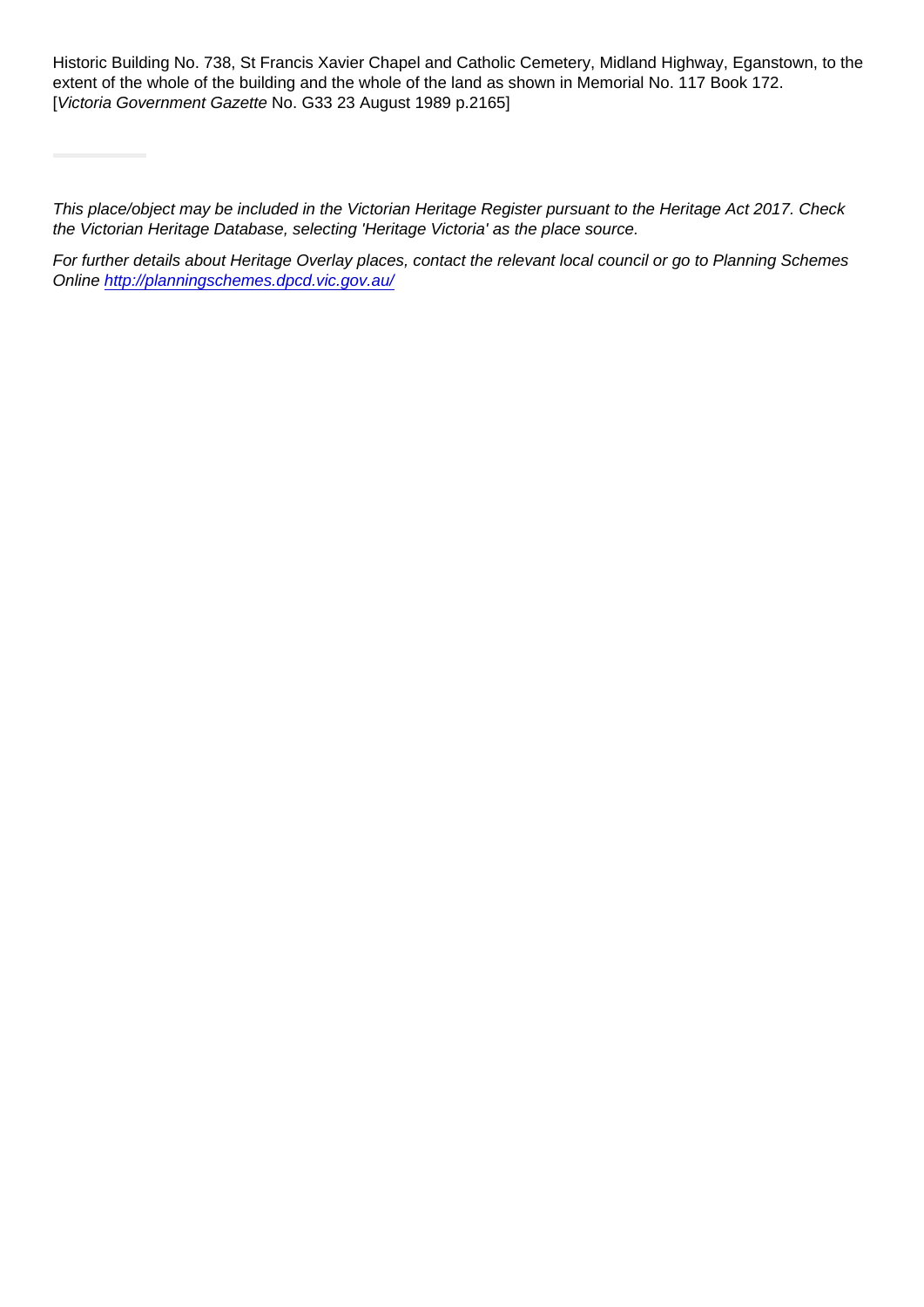Historic Building No. 738, St Francis Xavier Chapel and Catholic Cemetery, Midland Highway, Eganstown, to the extent of the whole of the building and the whole of the land as shown in Memorial No. 117 Book 172.
[*Victoria Government Gazette* No. G33 23 August 1989 p.2165]

---

*This place/object may be included in the Victorian Heritage Register pursuant to the Heritage Act 2017. Check the Victorian Heritage Database, selecting 'Heritage Victoria' as the place source.*

*For further details about Heritage Overlay places, contact the relevant local council or go to Planning Schemes Online [http://planningschemes.dpcd.vic.gov.au/](http://planningschemes.dpcd.vic.gov.au/)*